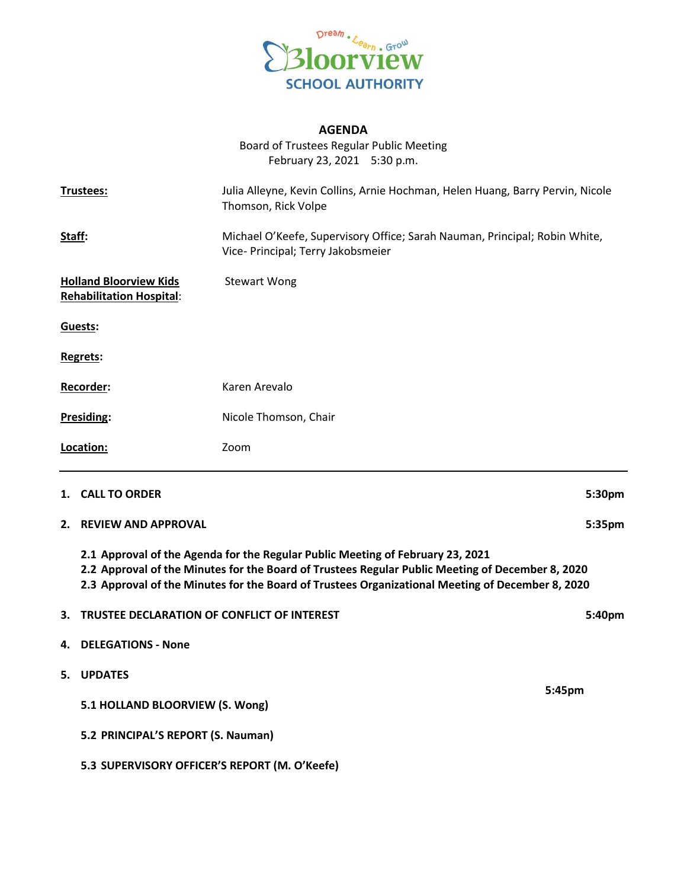Dream . Learn . Grow

Bloorview

SCHOOL AUTHORITY

# AGENDA

Board of Trustees Regular Public Meeting
February 23, 2021 5:30 p.m.

| | |
|---|---|
| **Trustees:** | Julia Alleyne, Kevin Collins, Arnie Hochman, Helen Huang, Barry Pervin, Nicole Thomson, Rick Volpe |
| **Staff:** | Michael O'Keefe, Supervisory Office; Sarah Nauman, Principal; Robin White, Vice- Principal; Terry Jakobsmeier |
| **Holland Bloorview Kids Rehabilitation Hospital:** | Stewart Wong |
| **Guests:** | |
| **Regrets:** | |
| **Recorder:** | Karen Arevalo |
| **Presiding:** | Nicole Thomson, Chair |
| **Location:** | Zoom |

---

**1. CALL TO ORDER** **5:30pm**

**2. REVIEW AND APPROVAL** **5:35pm**

**2.1 Approval of the Agenda for the Regular Public Meeting of February 23, 2021**
**2.2 Approval of the Minutes for the Board of Trustees Regular Public Meeting of December 8, 2020**
**2.3 Approval of the Minutes for the Board of Trustees Organizational Meeting of December 8, 2020**

**3. TRUSTEE DECLARATION OF CONFLICT OF INTEREST** **5:40pm**

**4. DELEGATIONS - None**

**5. UPDATES** **5:45pm**

**5.1 HOLLAND BLOORVIEW (S. Wong)**

**5.2 PRINCIPAL'S REPORT (S. Nauman)**

**5.3 SUPERVISORY OFFICER'S REPORT (M. O'Keefe)**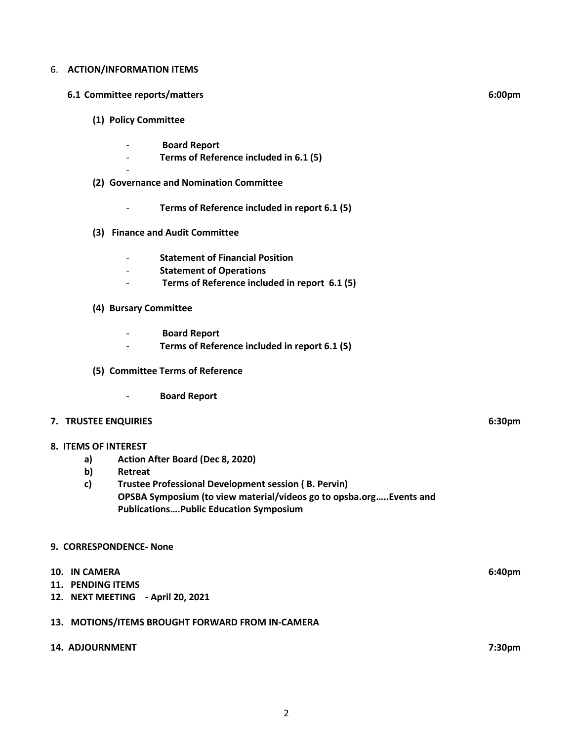6. **ACTION/INFORMATION ITEMS**

**6.1 Committee reports/matters** **6:00pm**

**(1) Policy Committee**

- **Board Report**
- **Terms of Reference included in 6.1 (5)**
-

**(2) Governance and Nomination Committee**

- **Terms of Reference included in report 6.1 (5)**

**(3) Finance and Audit Committee**

- **Statement of Financial Position**
- **Statement of Operations**
- **Terms of Reference included in report 6.1 (5)**

**(4) Bursary Committee**

- **Board Report**
- **Terms of Reference included in report 6.1 (5)**

**(5) Committee Terms of Reference**

- **Board Report**

**7. TRUSTEE ENQUIRIES** **6:30pm**

**8. ITEMS OF INTEREST**

- **a) Action After Board (Dec 8, 2020)**
- **b) Retreat**
- **c) Trustee Professional Development session ( B. Pervin)**
  **OPSBA Symposium (to view material/videos go to opsba.org…..Events and Publications….Public Education Symposium**

**9. CORRESPONDENCE- None**

**10. IN CAMERA** **6:40pm**

**11. PENDING ITEMS**

**12. NEXT MEETING - April 20, 2021**

**13. MOTIONS/ITEMS BROUGHT FORWARD FROM IN-CAMERA**

**14. ADJOURNMENT** **7:30pm**